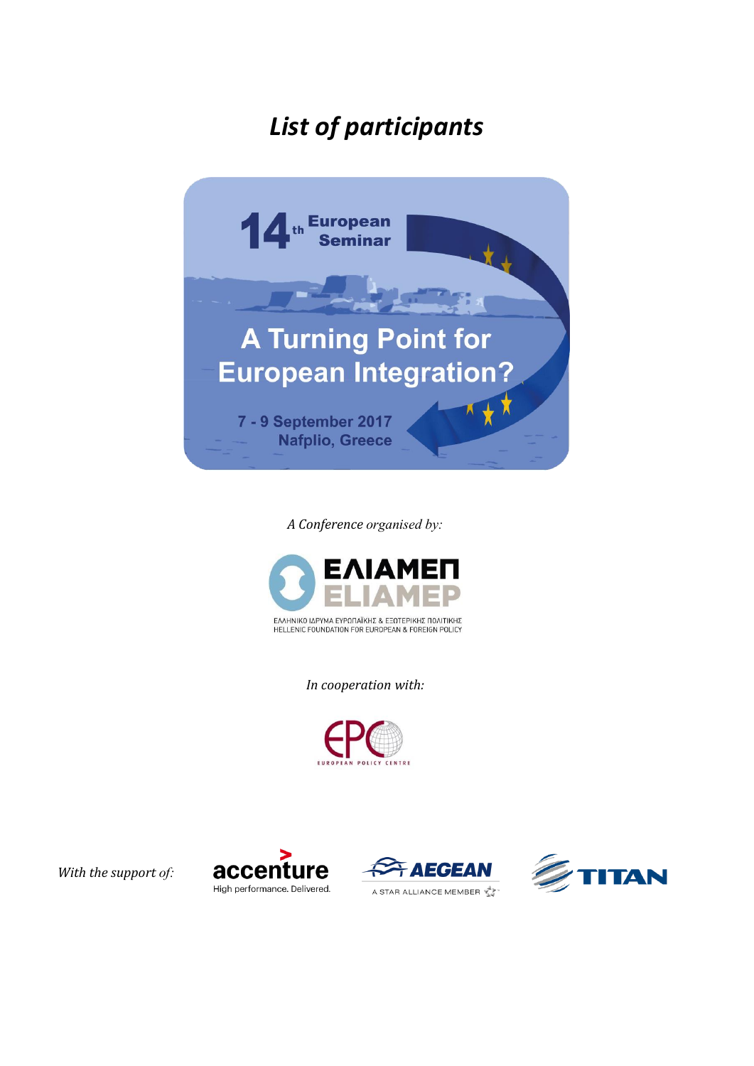# *List of participants*

14th European Seminar

A Turning Point for European Integration?

7 - 9 September 2017
Nafplio, Greece

*A Conference organised by:*

ΕΛΙΑΜΕΠ
ELIAMEP

ΕΛΛΗΝΙΚΟ ΙΔΡΥΜΑ ΕΥΡΩΠΑΪΚΗΣ & ΕΞΩΤΕΡΙΚΗΣ ΠΟΛΙΤΙΚΗΣ
HELLENIC FOUNDATION FOR EUROPEAN & FOREIGN POLICY

*In cooperation with:*

EPC
EUROPEAN POLICY CENTRE

*With the support of:*

accenture
High performance. Delivered.

AEGEAN
A STAR ALLIANCE MEMBER

TITAN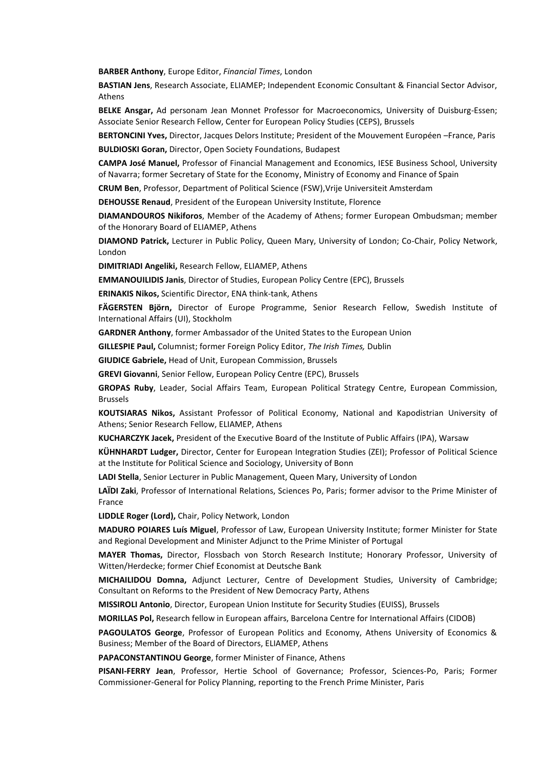**BARBER Anthony**, Europe Editor, *Financial Times*, London

**BASTIAN Jens**, Research Associate, ELIAMEP; Independent Economic Consultant & Financial Sector Advisor, Athens

**BELKE Ansgar,** Ad personam Jean Monnet Professor for Macroeconomics, University of Duisburg-Essen; Associate Senior Research Fellow, Center for European Policy Studies (CEPS), Brussels

**BERTONCINI Yves,** Director, Jacques Delors Institute; President of the Mouvement Européen –France, Paris

**BULDIOSKI Goran,** Director, Open Society Foundations, Budapest

**CAMPA José Manuel,** Professor of Financial Management and Economics, IESE Business School, University of Navarra; former Secretary of State for the Economy, Ministry of Economy and Finance of Spain

**CRUM Ben**, Professor, Department of Political Science (FSW),Vrije Universiteit Amsterdam

**DEHOUSSE Renaud**, President of the European University Institute, Florence

**DIAMANDOUROS Nikiforos**, Member of the Academy of Athens; former European Ombudsman; member of the Honorary Board of ELIAMEP, Athens

**DIAMOND Patrick,** Lecturer in Public Policy, Queen Mary, University of London; Co-Chair, Policy Network, London

**DIMITRIADI Angeliki,** Research Fellow, ELIAMEP, Athens

**EMMANOUILIDIS Janis**, Director of Studies, European Policy Centre (EPC), Brussels

**ERINAKIS Nikos,** Scientific Director, ENA think-tank, Athens

**FÄGERSTEN Björn,** Director of Europe Programme, Senior Research Fellow, Swedish Institute of International Affairs (UI), Stockholm

**GARDNER Anthony**, former Ambassador of the United States to the European Union

**GILLESPIE Paul,** Columnist; former Foreign Policy Editor, *The Irish Times,* Dublin

**GIUDICE Gabriele,** Head of Unit, European Commission, Brussels

**GREVI Giovanni**, Senior Fellow, European Policy Centre (EPC), Brussels

**GROPAS Ruby**, Leader, Social Affairs Team, European Political Strategy Centre, European Commission, Brussels

**KOUTSIARAS Nikos,** Assistant Professor of Political Economy, National and Kapodistrian University of Athens; Senior Research Fellow, ELIAMEP, Athens

**KUCHARCZYK Jacek,** President of the Executive Board of the Institute of Public Affairs (IPA), Warsaw

**KÜHNHARDT Ludger,** Director, Center for European Integration Studies (ZEI); Professor of Political Science at the Institute for Political Science and Sociology, University of Bonn

**LADI Stella**, Senior Lecturer in Public Management, Queen Mary, University of London

**LAÏDI Zaki**, Professor of International Relations, Sciences Po, Paris; former advisor to the Prime Minister of France

**LIDDLE Roger (Lord),** Chair, Policy Network, London

**MADURO POIARES Luís Miguel**, Professor of Law, European University Institute; former Minister for State and Regional Development and Minister Adjunct to the Prime Minister of Portugal

**MAYER Thomas,** Director, Flossbach von Storch Research Institute; Honorary Professor, University of Witten/Herdecke; former Chief Economist at Deutsche Bank

**MICHAILIDOU Domna,** Adjunct Lecturer, Centre of Development Studies, University of Cambridge; Consultant on Reforms to the President of New Democracy Party, Athens

**MISSIROLI Antonio**, Director, European Union Institute for Security Studies (EUISS), Brussels

**MORILLAS Pol,** Research fellow in European affairs, Barcelona Centre for International Affairs (CIDOB)

**PAGOULATOS George**, Professor of European Politics and Economy, Athens University of Economics & Business; Member of the Board of Directors, ELIAMEP, Athens

**PAPACONSTANTINOU George**, former Minister of Finance, Athens

**PISANI-FERRY Jean**, Professor, Hertie School of Governance; Professor, Sciences-Po, Paris; Former Commissioner-General for Policy Planning, reporting to the French Prime Minister, Paris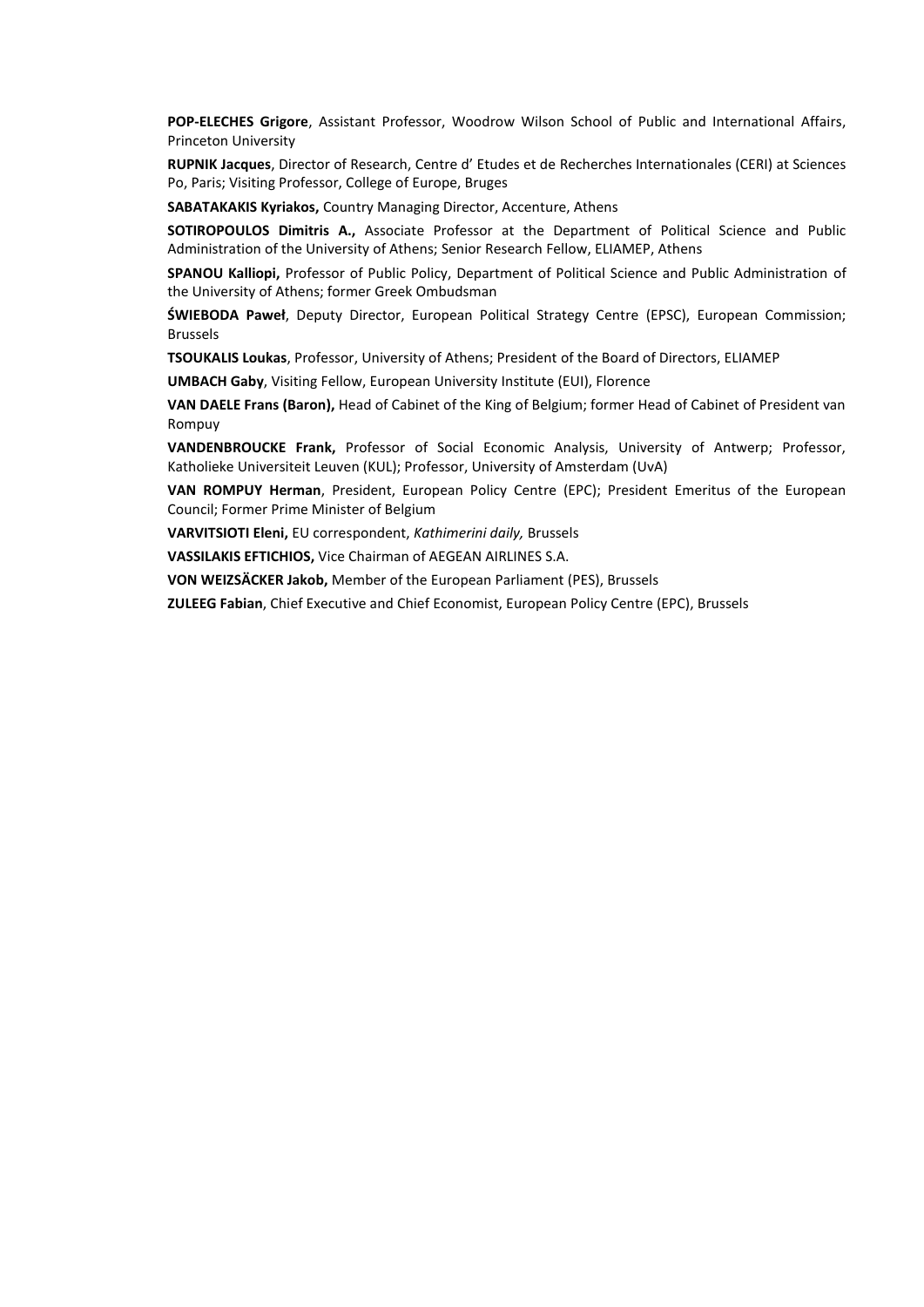**POP-ELECHES Grigore**, Assistant Professor, Woodrow Wilson School of Public and International Affairs, Princeton University

**RUPNIK Jacques**, Director of Research, Centre d' Etudes et de Recherches Internationales (CERI) at Sciences Po, Paris; Visiting Professor, College of Europe, Bruges

**SABATAKAKIS Kyriakos,** Country Managing Director, Accenture, Athens

**SOTIROPOULOS Dimitris A.,** Associate Professor at the Department of Political Science and Public Administration of the University of Athens; Senior Research Fellow, ELIAMEP, Athens

**SPANOU Kalliopi,** Professor of Public Policy, Department of Political Science and Public Administration of the University of Athens; former Greek Ombudsman

**ŚWIEBODA Paweł**, Deputy Director, European Political Strategy Centre (EPSC), European Commission; Brussels

**TSOUKALIS Loukas**, Professor, University of Athens; President of the Board of Directors, ELIAMEP

**UMBACH Gaby**, Visiting Fellow, European University Institute (EUI), Florence

**VAN DAELE Frans (Baron),** Head of Cabinet of the King of Belgium; former Head of Cabinet of President van Rompuy

**VANDENBROUCKE Frank,** Professor of Social Economic Analysis, University of Antwerp; Professor, Katholieke Universiteit Leuven (KUL); Professor, University of Amsterdam (UvA)

**VAN ROMPUY Herman**, President, European Policy Centre (EPC); President Emeritus of the European Council; Former Prime Minister of Belgium

**VARVITSIOTI Eleni,** EU correspondent, *Kathimerini daily,* Brussels

**VASSILAKIS EFTICHIOS,** Vice Chairman of AEGEAN AIRLINES S.A.

**VON WEIZSÄCKER Jakob,** Member of the European Parliament (PES), Brussels

**ZULEEG Fabian**, Chief Executive and Chief Economist, European Policy Centre (EPC), Brussels